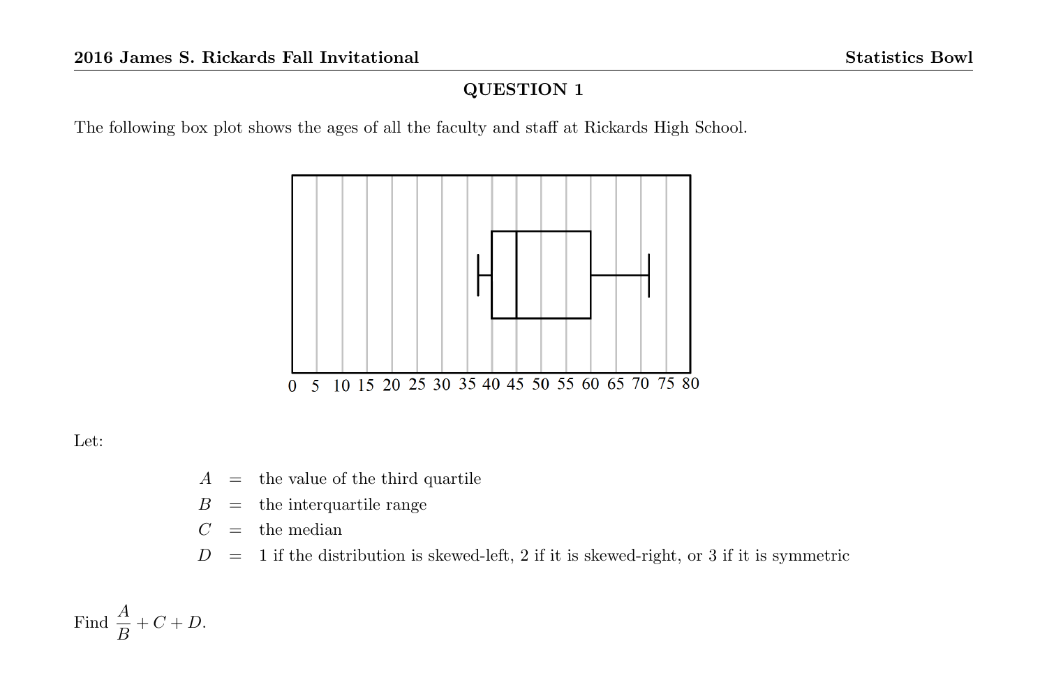## QUESTION 1

The following box plot shows the ages of all the faculty and staff at Rickards High School.

Let:

$A$ = the value of the third quartile

$B$ = the interquartile range

$C$ = the median

$D$ = 1 if the distribution is skewed-left, 2 if it is skewed-right, or 3 if it is symmetric

Find $\dfrac{A}{B} + C + D$.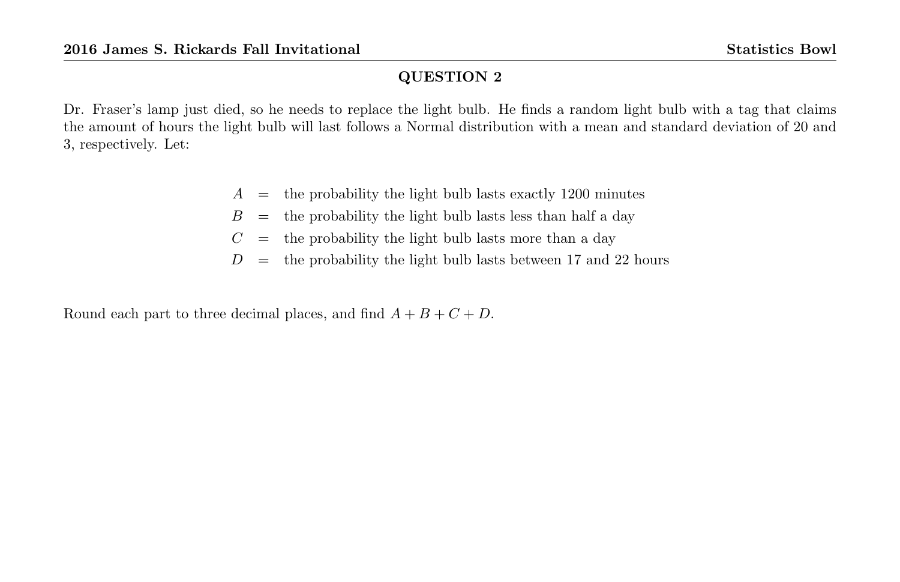## QUESTION 2

Dr. Fraser's lamp just died, so he needs to replace the light bulb. He finds a random light bulb with a tag that claims the amount of hours the light bulb will last follows a Normal distribution with a mean and standard deviation of 20 and 3, respectively. Let:

$$
\begin{aligned}
A &= \text{the probability the light bulb lasts exactly 1200 minutes} \\
B &= \text{the probability the light bulb lasts less than half a day} \\
C &= \text{the probability the light bulb lasts more than a day} \\
D &= \text{the probability the light bulb lasts between 17 and 22 hours}
\end{aligned}
$$

Round each part to three decimal places, and find $A + B + C + D$.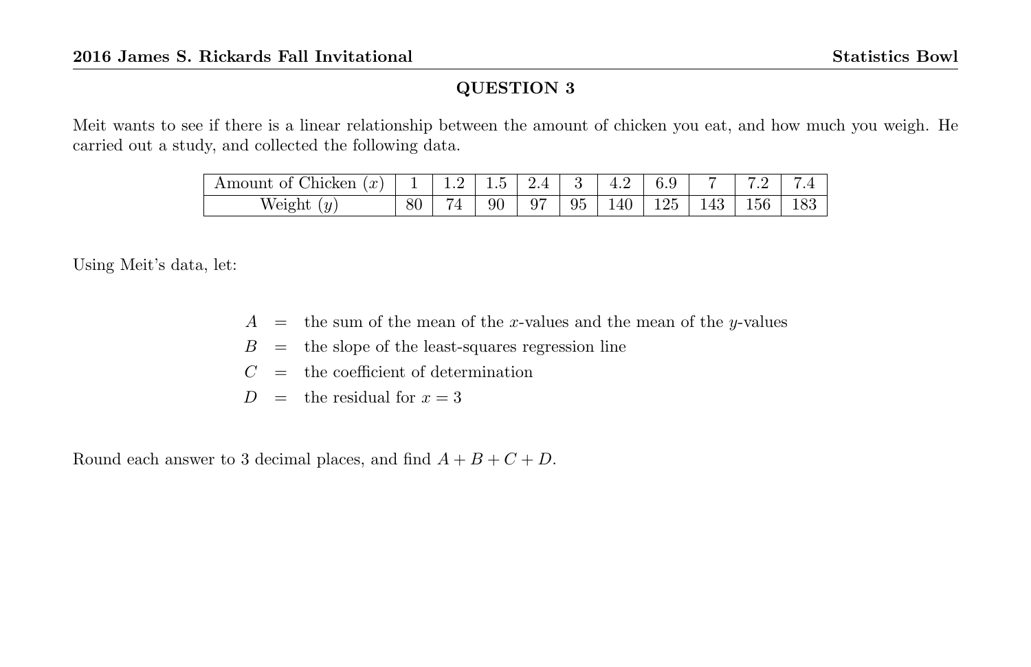## QUESTION 3

Meit wants to see if there is a linear relationship between the amount of chicken you eat, and how much you weigh. He carried out a study, and collected the following data.

| Amount of Chicken ($x$) | 1 | 1.2 | 1.5 | 2.4 | 3 | 4.2 | 6.9 | 7 | 7.2 | 7.4 |
|---|---|---|---|---|---|---|---|---|---|---|
| Weight ($y$) | 80 | 74 | 90 | 97 | 95 | 140 | 125 | 143 | 156 | 183 |

Using Meit's data, let:

$A$ = the sum of the mean of the $x$-values and the mean of the $y$-values

$B$ = the slope of the least-squares regression line

$C$ = the coefficient of determination

$D$ = the residual for $x = 3$

Round each answer to 3 decimal places, and find $A + B + C + D$.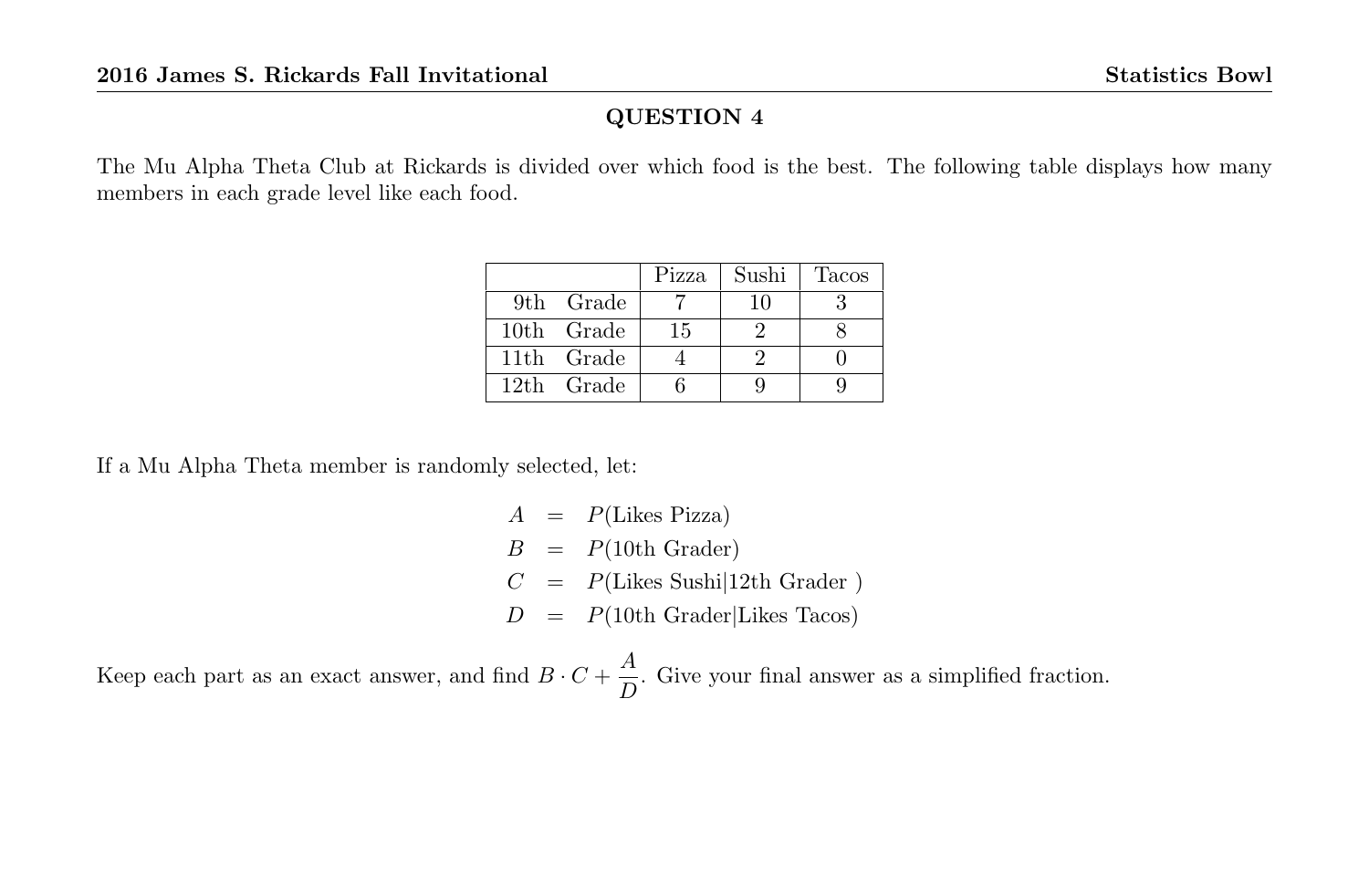## QUESTION 4

The Mu Alpha Theta Club at Rickards is divided over which food is the best. The following table displays how many members in each grade level like each food.

| | Pizza | Sushi | Tacos |
|---|---|---|---|
| 9th Grade | 7 | 10 | 3 |
| 10th Grade | 15 | 2 | 8 |
| 11th Grade | 4 | 2 | 0 |
| 12th Grade | 6 | 9 | 9 |

If a Mu Alpha Theta member is randomly selected, let:

$$\begin{aligned} A &= P(\text{Likes Pizza}) \\ B &= P(\text{10th Grader}) \\ C &= P(\text{Likes Sushi}|\text{12th Grader }) \\ D &= P(\text{10th Grader}|\text{Likes Tacos}) \end{aligned}$$

Keep each part as an exact answer, and find $B \cdot C + \dfrac{A}{D}$. Give your final answer as a simplified fraction.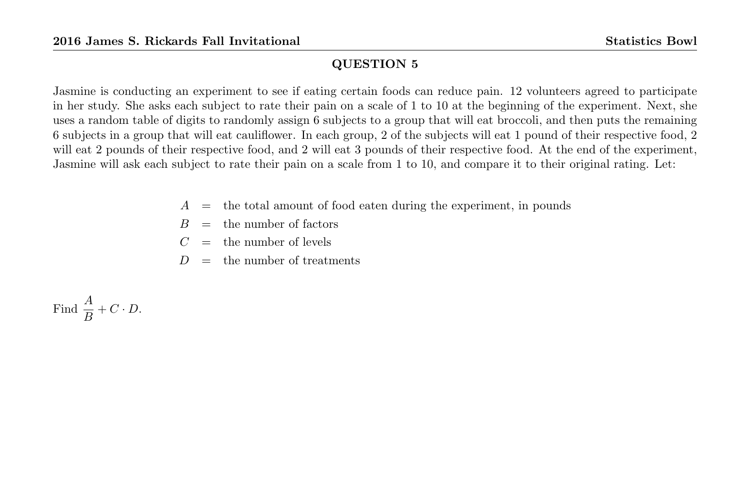## QUESTION 5

Jasmine is conducting an experiment to see if eating certain foods can reduce pain. 12 volunteers agreed to participate in her study. She asks each subject to rate their pain on a scale of 1 to 10 at the beginning of the experiment. Next, she uses a random table of digits to randomly assign 6 subjects to a group that will eat broccoli, and then puts the remaining 6 subjects in a group that will eat cauliflower. In each group, 2 of the subjects will eat 1 pound of their respective food, 2 will eat 2 pounds of their respective food, and 2 will eat 3 pounds of their respective food. At the end of the experiment, Jasmine will ask each subject to rate their pain on a scale from 1 to 10, and compare it to their original rating. Let:

$$
\begin{aligned}
A &= \text{the total amount of food eaten during the experiment, in pounds} \\
B &= \text{the number of factors} \\
C &= \text{the number of levels} \\
D &= \text{the number of treatments}
\end{aligned}
$$

Find $\dfrac{A}{B} + C \cdot D$.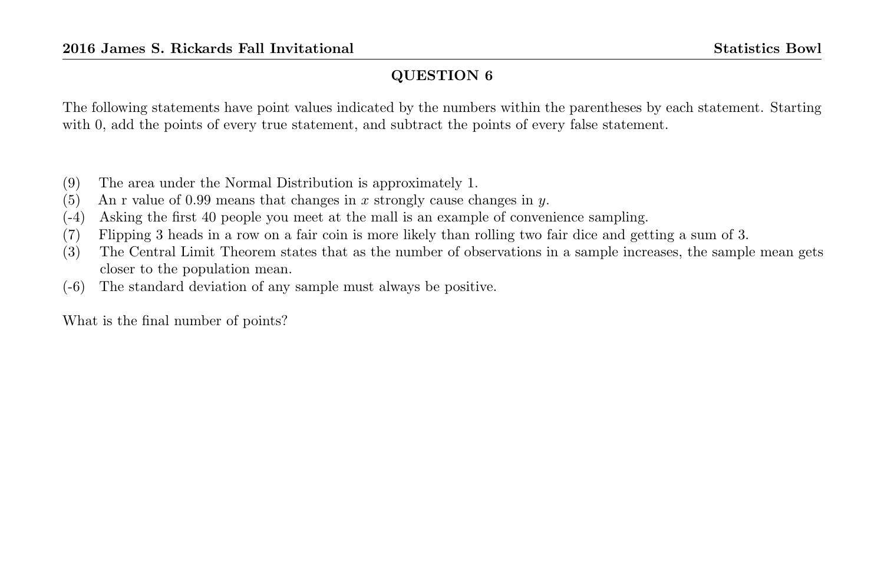## QUESTION 6

The following statements have point values indicated by the numbers within the parentheses by each statement. Starting with 0, add the points of every true statement, and subtract the points of every false statement.

(9) The area under the Normal Distribution is approximately 1.
(5) An r value of 0.99 means that changes in $x$ strongly cause changes in $y$.
(-4) Asking the first 40 people you meet at the mall is an example of convenience sampling.
(7) Flipping 3 heads in a row on a fair coin is more likely than rolling two fair dice and getting a sum of 3.
(3) The Central Limit Theorem states that as the number of observations in a sample increases, the sample mean gets closer to the population mean.
(-6) The standard deviation of any sample must always be positive.

What is the final number of points?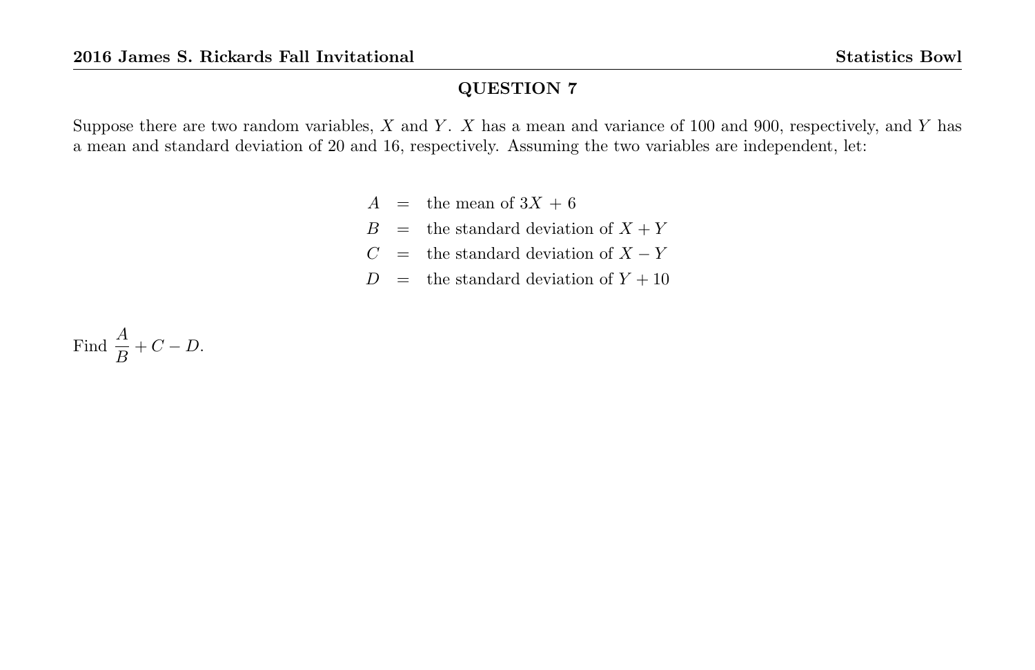## QUESTION 7

Suppose there are two random variables, $X$ and $Y$. $X$ has a mean and variance of 100 and 900, respectively, and $Y$ has a mean and standard deviation of 20 and 16, respectively. Assuming the two variables are independent, let:

$$
\begin{aligned}
A &= \text{the mean of } 3X + 6 \\
B &= \text{the standard deviation of } X + Y \\
C &= \text{the standard deviation of } X - Y \\
D &= \text{the standard deviation of } Y + 10
\end{aligned}
$$

Find $\dfrac{A}{B} + C - D$.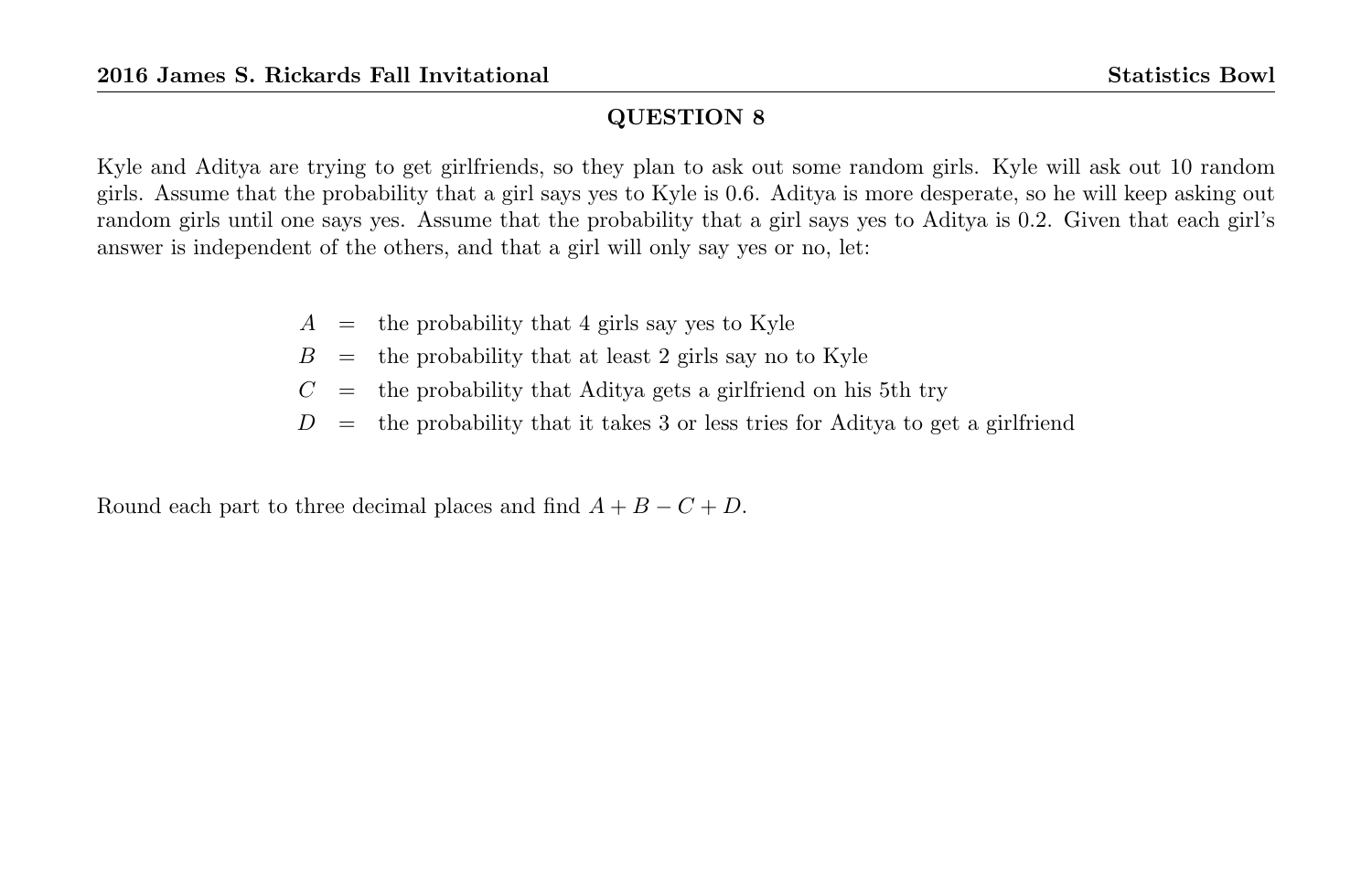## QUESTION 8

Kyle and Aditya are trying to get girlfriends, so they plan to ask out some random girls. Kyle will ask out 10 random girls. Assume that the probability that a girl says yes to Kyle is 0.6. Aditya is more desperate, so he will keep asking out random girls until one says yes. Assume that the probability that a girl says yes to Aditya is 0.2. Given that each girl's answer is independent of the others, and that a girl will only say yes or no, let:

$$
\begin{aligned}
A &= \text{the probability that 4 girls say yes to Kyle} \\
B &= \text{the probability that at least 2 girls say no to Kyle} \\
C &= \text{the probability that Aditya gets a girlfriend on his 5th try} \\
D &= \text{the probability that it takes 3 or less tries for Aditya to get a girlfriend}
\end{aligned}
$$

Round each part to three decimal places and find $A + B - C + D$.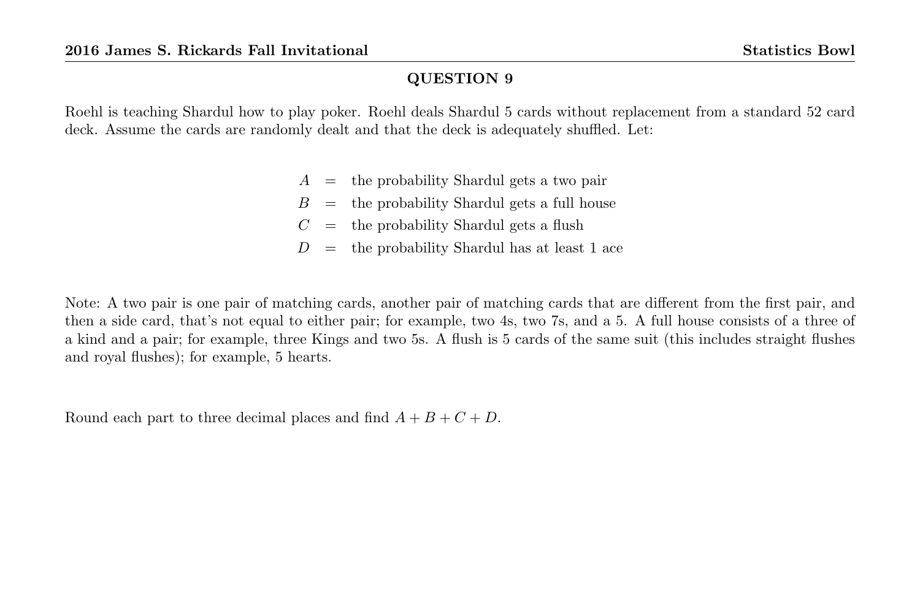## QUESTION 9

Roehl is teaching Shardul how to play poker. Roehl deals Shardul 5 cards without replacement from a standard 52 card deck. Assume the cards are randomly dealt and that the deck is adequately shuffled. Let:

$$
\begin{aligned}
A &= \text{the probability Shardul gets a two pair} \\
B &= \text{the probability Shardul gets a full house} \\
C &= \text{the probability Shardul gets a flush} \\
D &= \text{the probability Shardul has at least 1 ace}
\end{aligned}
$$

Note: A two pair is one pair of matching cards, another pair of matching cards that are different from the first pair, and then a side card, that's not equal to either pair; for example, two 4s, two 7s, and a 5. A full house consists of a three of a kind and a pair; for example, three Kings and two 5s. A flush is 5 cards of the same suit (this includes straight flushes and royal flushes); for example, 5 hearts.

Round each part to three decimal places and find $A + B + C + D$.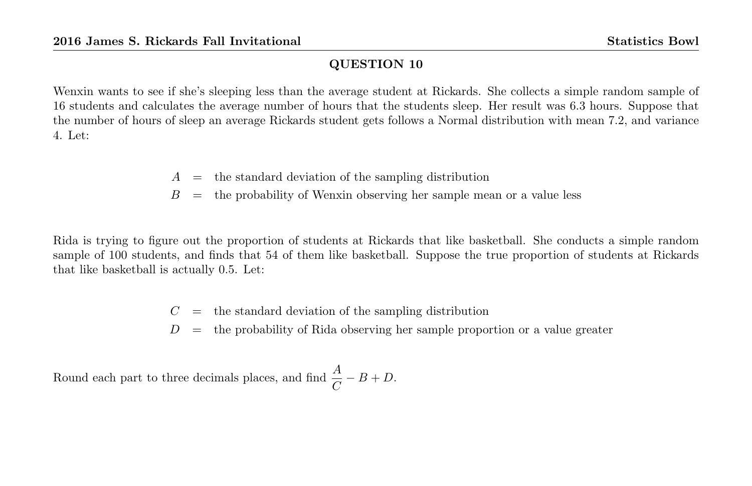## QUESTION 10

Wenxin wants to see if she's sleeping less than the average student at Rickards. She collects a simple random sample of 16 students and calculates the average number of hours that the students sleep. Her result was 6.3 hours. Suppose that the number of hours of sleep an average Rickards student gets follows a Normal distribution with mean 7.2, and variance 4. Let:

$$
\begin{aligned}
A &= \text{the standard deviation of the sampling distribution} \\
B &= \text{the probability of Wenxin observing her sample mean or a value less}
\end{aligned}
$$

Rida is trying to figure out the proportion of students at Rickards that like basketball. She conducts a simple random sample of 100 students, and finds that 54 of them like basketball. Suppose the true proportion of students at Rickards that like basketball is actually 0.5. Let:

$$
\begin{aligned}
C &= \text{the standard deviation of the sampling distribution} \\
D &= \text{the probability of Rida observing her sample proportion or a value greater}
\end{aligned}
$$

Round each part to three decimals places, and find $\dfrac{A}{C} - B + D$.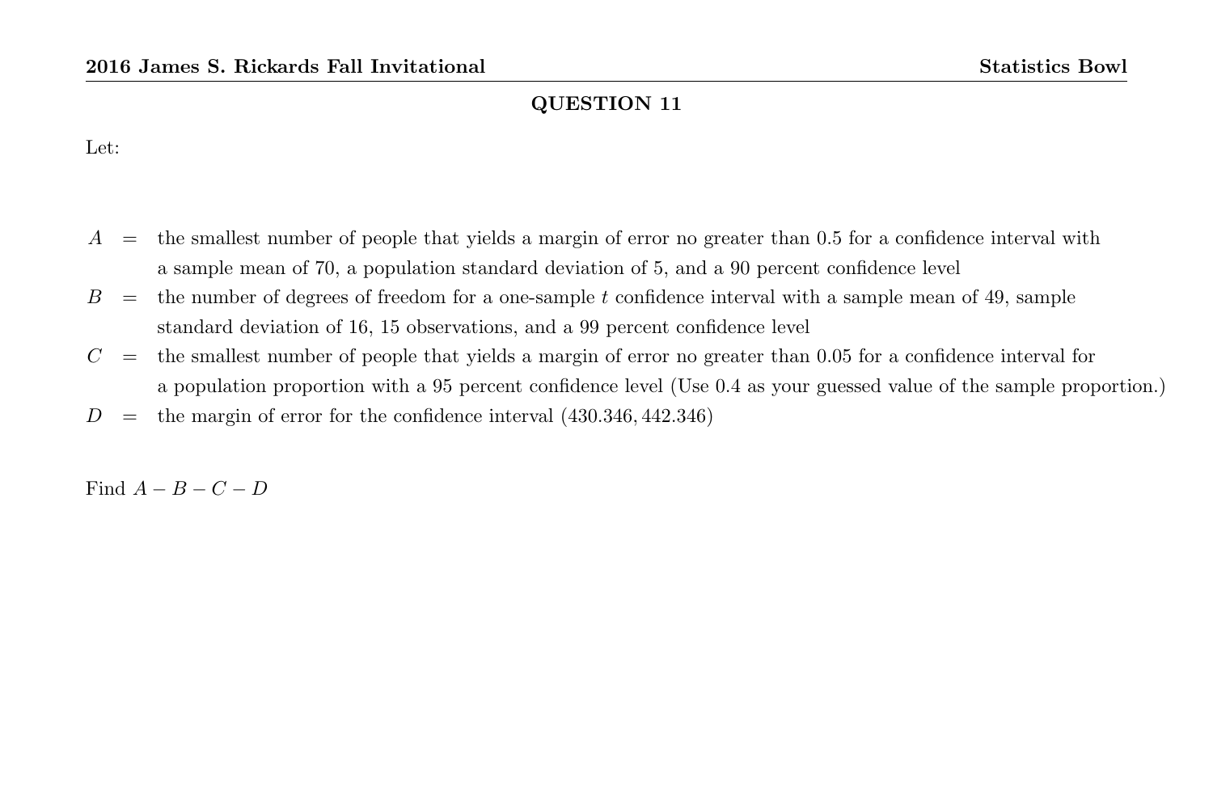## QUESTION 11

Let:

$A$ = the smallest number of people that yields a margin of error no greater than 0.5 for a confidence interval with a sample mean of 70, a population standard deviation of 5, and a 90 percent confidence level

$B$ = the number of degrees of freedom for a one-sample $t$ confidence interval with a sample mean of 49, sample standard deviation of 16, 15 observations, and a 99 percent confidence level

$C$ = the smallest number of people that yields a margin of error no greater than 0.05 for a confidence interval for a population proportion with a 95 percent confidence level (Use 0.4 as your guessed value of the sample proportion.)

$D$ = the margin of error for the confidence interval $(430.346, 442.346)$

Find $A - B - C - D$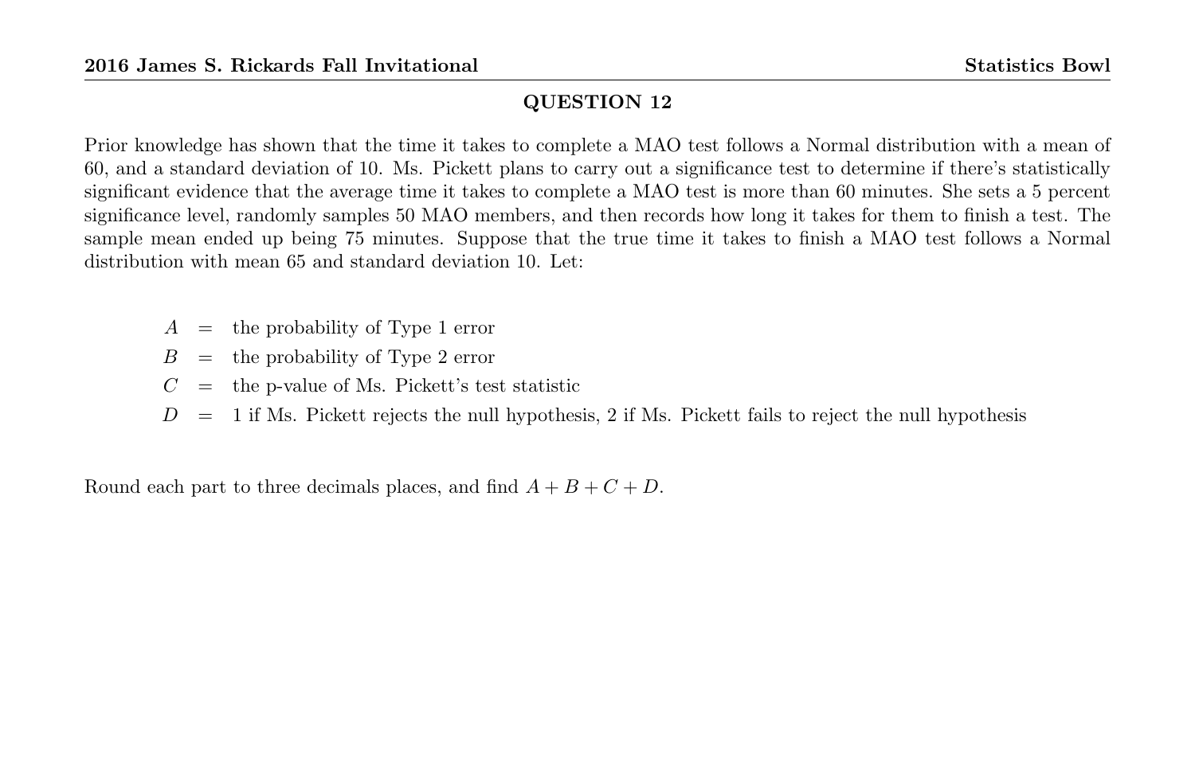## QUESTION 12

Prior knowledge has shown that the time it takes to complete a MAO test follows a Normal distribution with a mean of 60, and a standard deviation of 10. Ms. Pickett plans to carry out a significance test to determine if there's statistically significant evidence that the average time it takes to complete a MAO test is more than 60 minutes. She sets a 5 percent significance level, randomly samples 50 MAO members, and then records how long it takes for them to finish a test. The sample mean ended up being 75 minutes. Suppose that the true time it takes to finish a MAO test follows a Normal distribution with mean 65 and standard deviation 10. Let:

$$
\begin{aligned}
A &= \text{the probability of Type 1 error} \\
B &= \text{the probability of Type 2 error} \\
C &= \text{the p-value of Ms. Pickett's test statistic} \\
D &= \text{1 if Ms. Pickett rejects the null hypothesis, 2 if Ms. Pickett fails to reject the null hypothesis}
\end{aligned}
$$

Round each part to three decimals places, and find $A + B + C + D$.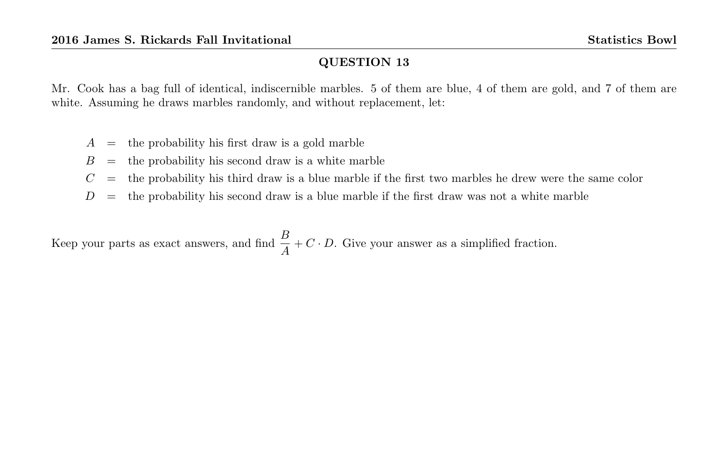## QUESTION 13

Mr. Cook has a bag full of identical, indiscernible marbles. 5 of them are blue, 4 of them are gold, and 7 of them are white. Assuming he draws marbles randomly, and without replacement, let:

$A$ = the probability his first draw is a gold marble

$B$ = the probability his second draw is a white marble

$C$ = the probability his third draw is a blue marble if the first two marbles he drew were the same color

$D$ = the probability his second draw is a blue marble if the first draw was not a white marble

Keep your parts as exact answers, and find $\frac{B}{A} + C \cdot D$. Give your answer as a simplified fraction.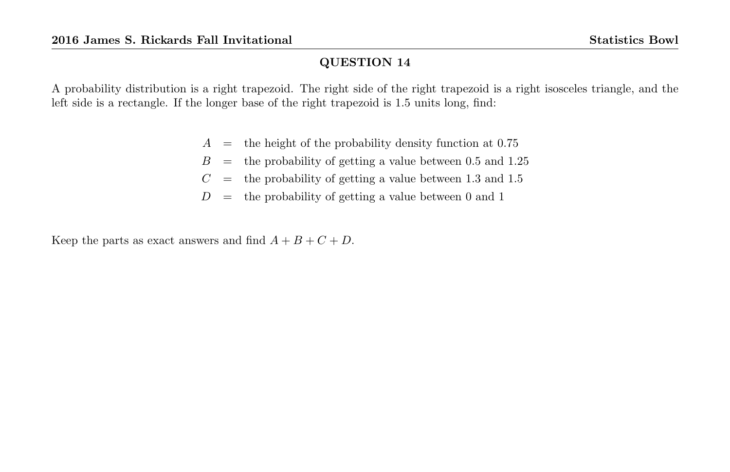## QUESTION 14

A probability distribution is a right trapezoid. The right side of the right trapezoid is a right isosceles triangle, and the left side is a rectangle. If the longer base of the right trapezoid is 1.5 units long, find:

$$
\begin{aligned}
A &= \text{the height of the probability density function at 0.75} \\
B &= \text{the probability of getting a value between 0.5 and 1.25} \\
C &= \text{the probability of getting a value between 1.3 and 1.5} \\
D &= \text{the probability of getting a value between 0 and 1}
\end{aligned}
$$

Keep the parts as exact answers and find $A + B + C + D$.